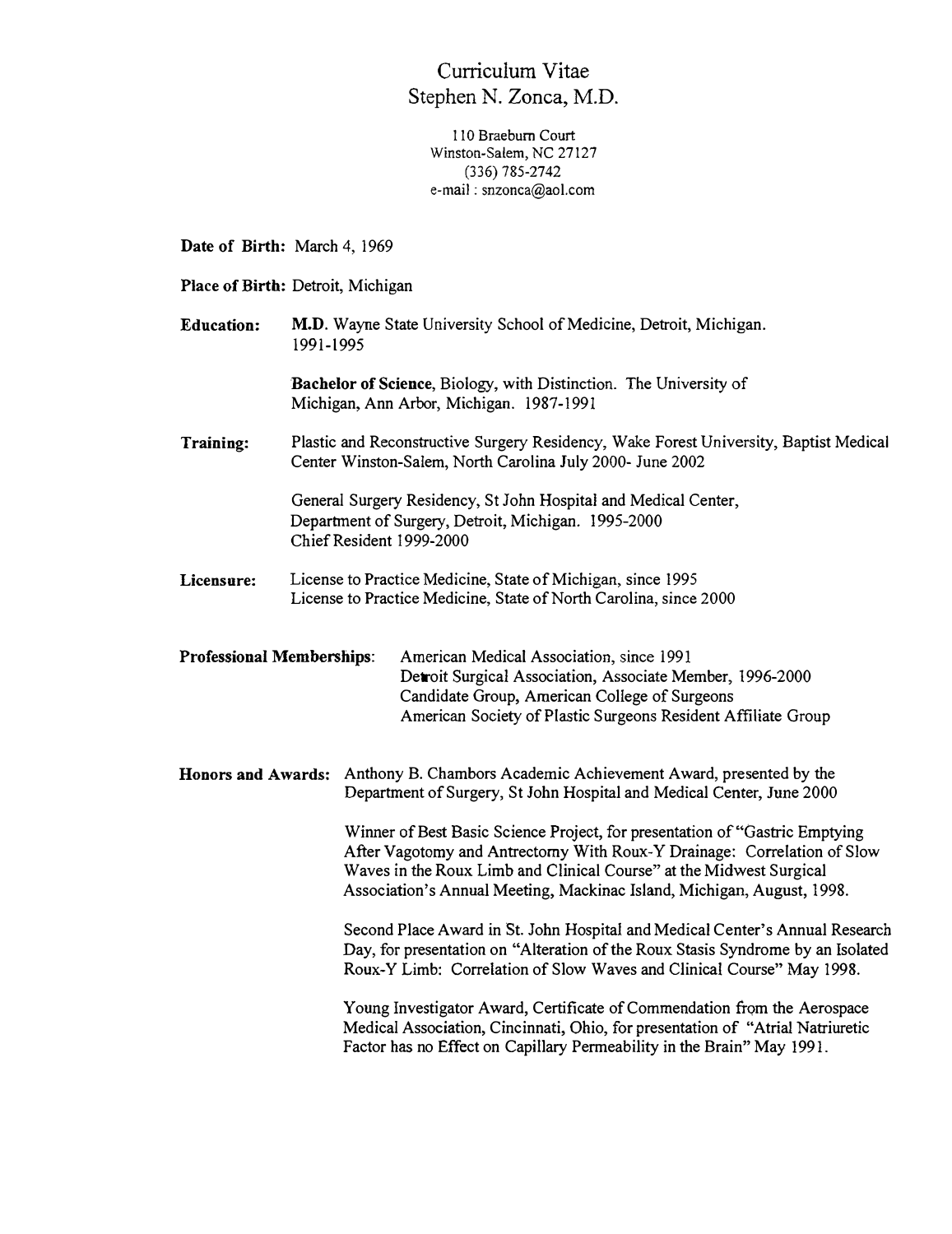# Curriculum Vitae
# Stephen N. Zonca, M.D.

110 Braeburn Court
Winston-Salem, NC 27127
(336) 785-2742
e-mail : snzonca@aol.com

**Date of Birth:** March 4, 1969

**Place of Birth:** Detroit, Michigan

**Education:**

**M.D.** Wayne State University School of Medicine, Detroit, Michigan. 1991-1995

**Bachelor of Science**, Biology, with Distinction. The University of Michigan, Ann Arbor, Michigan. 1987-1991

**Training:**

Plastic and Reconstructive Surgery Residency, Wake Forest University, Baptist Medical Center Winston-Salem, North Carolina July 2000- June 2002

General Surgery Residency, St John Hospital and Medical Center, Department of Surgery, Detroit, Michigan. 1995-2000
Chief Resident 1999-2000

**Licensure:**

License to Practice Medicine, State of Michigan, since 1995
License to Practice Medicine, State of North Carolina, since 2000

**Professional Memberships:**

American Medical Association, since 1991
Detroit Surgical Association, Associate Member, 1996-2000
Candidate Group, American College of Surgeons
American Society of Plastic Surgeons Resident Affiliate Group

**Honors and Awards:**

Anthony B. Chambors Academic Achievement Award, presented by the Department of Surgery, St John Hospital and Medical Center, June 2000

Winner of Best Basic Science Project, for presentation of "Gastric Emptying After Vagotomy and Antrectomy With Roux-Y Drainage: Correlation of Slow Waves in the Roux Limb and Clinical Course" at the Midwest Surgical Association's Annual Meeting, Mackinac Island, Michigan, August, 1998.

Second Place Award in St. John Hospital and Medical Center's Annual Research Day, for presentation on "Alteration of the Roux Stasis Syndrome by an Isolated Roux-Y Limb: Correlation of Slow Waves and Clinical Course" May 1998.

Young Investigator Award, Certificate of Commendation from the Aerospace Medical Association, Cincinnati, Ohio, for presentation of "Atrial Natriuretic Factor has no Effect on Capillary Permeability in the Brain" May 1991.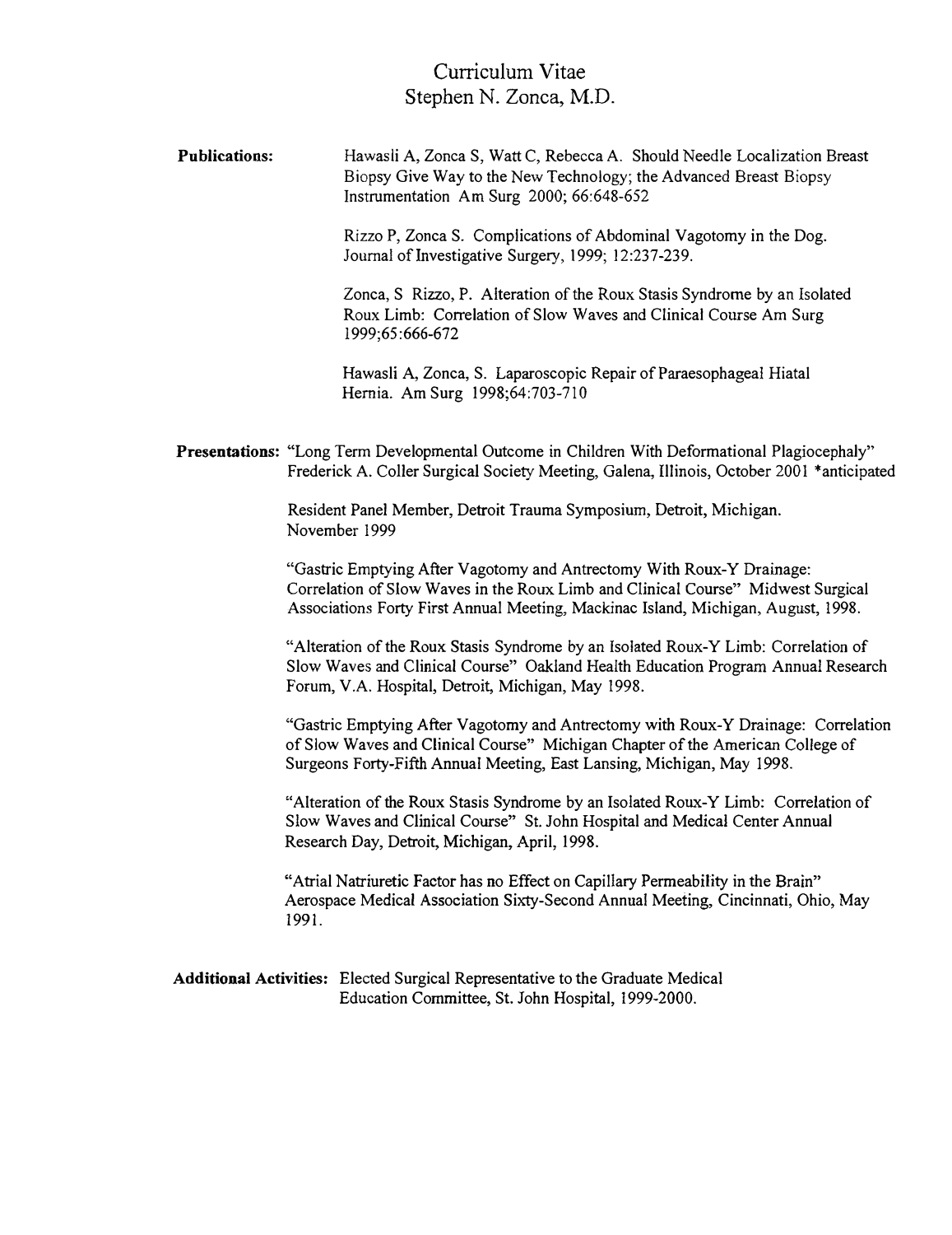# Curriculum Vitae
## Stephen N. Zonca, M.D.

**Publications:**

Hawasli A, Zonca S, Watt C, Rebecca A. Should Needle Localization Breast Biopsy Give Way to the New Technology; the Advanced Breast Biopsy Instrumentation Am Surg 2000; 66:648-652

Rizzo P, Zonca S. Complications of Abdominal Vagotomy in the Dog. Journal of Investigative Surgery, 1999; 12:237-239.

Zonca, S Rizzo, P. Alteration of the Roux Stasis Syndrome by an Isolated Roux Limb: Correlation of Slow Waves and Clinical Course Am Surg 1999;65:666-672

Hawasli A, Zonca, S. Laparoscopic Repair of Paraesophageal Hiatal Hernia. Am Surg 1998;64:703-710

**Presentations:**

"Long Term Developmental Outcome in Children With Deformational Plagiocephaly" Frederick A. Coller Surgical Society Meeting, Galena, Illinois, October 2001 *anticipated

Resident Panel Member, Detroit Trauma Symposium, Detroit, Michigan. November 1999

"Gastric Emptying After Vagotomy and Antrectomy With Roux-Y Drainage: Correlation of Slow Waves in the Roux Limb and Clinical Course" Midwest Surgical Associations Forty First Annual Meeting, Mackinac Island, Michigan, August, 1998.

"Alteration of the Roux Stasis Syndrome by an Isolated Roux-Y Limb: Correlation of Slow Waves and Clinical Course" Oakland Health Education Program Annual Research Forum, V.A. Hospital, Detroit, Michigan, May 1998.

"Gastric Emptying After Vagotomy and Antrectomy with Roux-Y Drainage: Correlation of Slow Waves and Clinical Course" Michigan Chapter of the American College of Surgeons Forty-Fifth Annual Meeting, East Lansing, Michigan, May 1998.

"Alteration of the Roux Stasis Syndrome by an Isolated Roux-Y Limb: Correlation of Slow Waves and Clinical Course" St. John Hospital and Medical Center Annual Research Day, Detroit, Michigan, April, 1998.

"Atrial Natriuretic Factor has no Effect on Capillary Permeability in the Brain" Aerospace Medical Association Sixty-Second Annual Meeting, Cincinnati, Ohio, May 1991.

**Additional Activities:** Elected Surgical Representative to the Graduate Medical Education Committee, St. John Hospital, 1999-2000.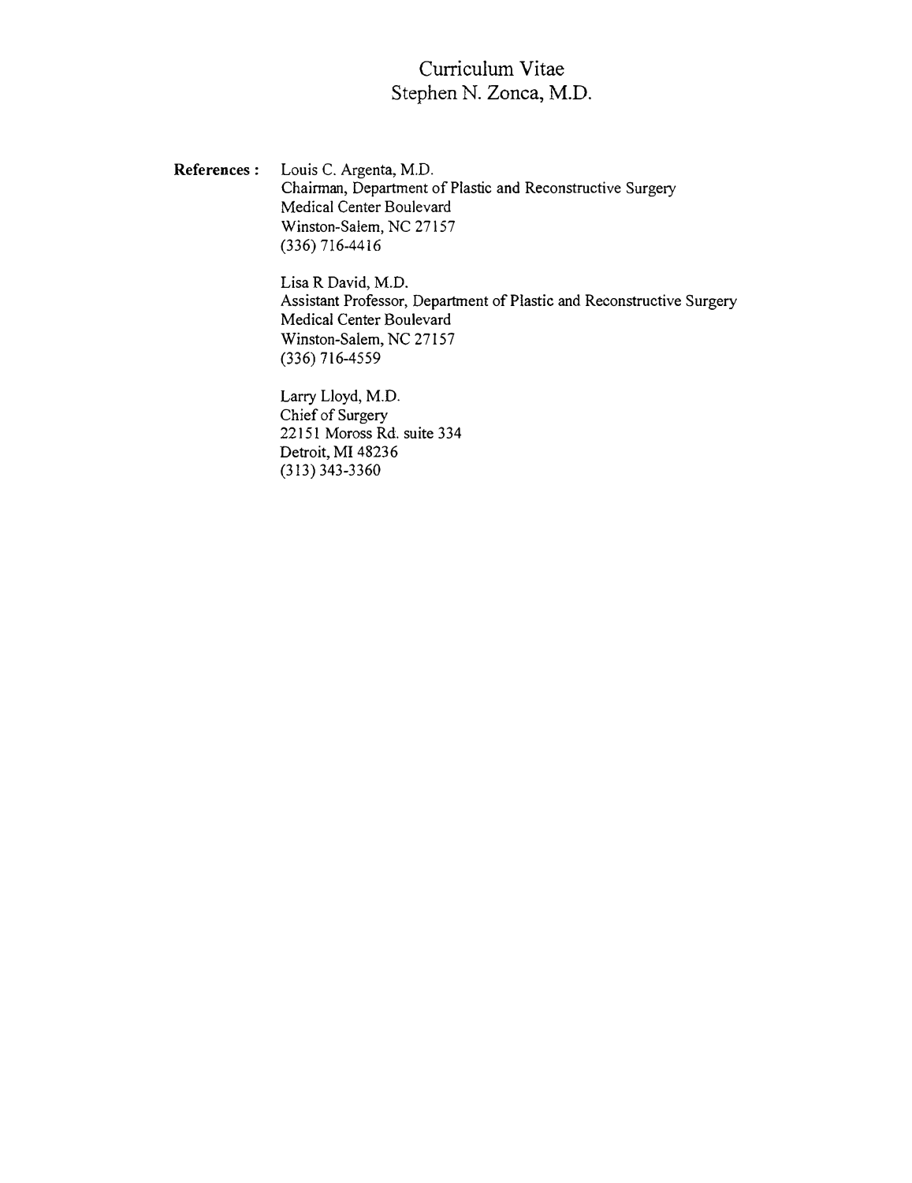# Curriculum Vitae
## Stephen N. Zonca, M.D.

**References :**

Louis C. Argenta, M.D.
Chairman, Department of Plastic and Reconstructive Surgery
Medical Center Boulevard
Winston-Salem, NC 27157
(336) 716-4416

Lisa R David, M.D.
Assistant Professor, Department of Plastic and Reconstructive Surgery
Medical Center Boulevard
Winston-Salem, NC 27157
(336) 716-4559

Larry Lloyd, M.D.
Chief of Surgery
22151 Moross Rd. suite 334
Detroit, MI 48236
(313) 343-3360